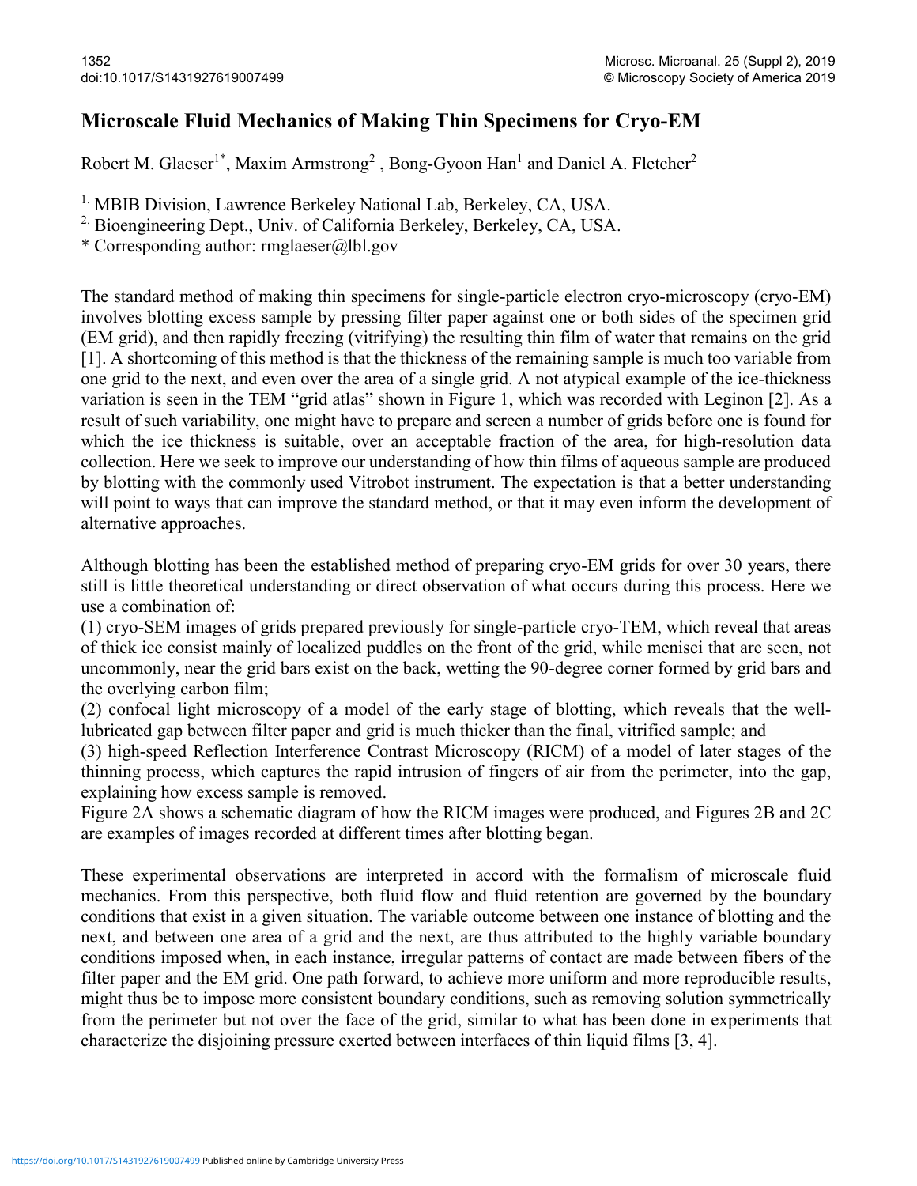# Microscale Fluid Mechanics of Making Thin Specimens for Cryo-EM

Robert M. Glaeser[1*], Maxim Armstrong[2], Bong-Gyoon Han[1] and Daniel A. Fletcher[2]

[1.] MBIB Division, Lawrence Berkeley National Lab, Berkeley, CA, USA.

[2.] Bioengineering Dept., Univ. of California Berkeley, Berkeley, CA, USA.

* Corresponding author: rmglaeser@lbl.gov

The standard method of making thin specimens for single-particle electron cryo-microscopy (cryo-EM) involves blotting excess sample by pressing filter paper against one or both sides of the specimen grid (EM grid), and then rapidly freezing (vitrifying) the resulting thin film of water that remains on the grid [1]. A shortcoming of this method is that the thickness of the remaining sample is much too variable from one grid to the next, and even over the area of a single grid. A not atypical example of the ice-thickness variation is seen in the TEM "grid atlas" shown in Figure 1, which was recorded with Leginon [2]. As a result of such variability, one might have to prepare and screen a number of grids before one is found for which the ice thickness is suitable, over an acceptable fraction of the area, for high-resolution data collection. Here we seek to improve our understanding of how thin films of aqueous sample are produced by blotting with the commonly used Vitrobot instrument. The expectation is that a better understanding will point to ways that can improve the standard method, or that it may even inform the development of alternative approaches.

Although blotting has been the established method of preparing cryo-EM grids for over 30 years, there still is little theoretical understanding or direct observation of what occurs during this process. Here we use a combination of:

(1) cryo-SEM images of grids prepared previously for single-particle cryo-TEM, which reveal that areas of thick ice consist mainly of localized puddles on the front of the grid, while menisci that are seen, not uncommonly, near the grid bars exist on the back, wetting the 90-degree corner formed by grid bars and the overlying carbon film;

(2) confocal light microscopy of a model of the early stage of blotting, which reveals that the well-lubricated gap between filter paper and grid is much thicker than the final, vitrified sample; and

(3) high-speed Reflection Interference Contrast Microscopy (RICM) of a model of later stages of the thinning process, which captures the rapid intrusion of fingers of air from the perimeter, into the gap, explaining how excess sample is removed.

Figure 2A shows a schematic diagram of how the RICM images were produced, and Figures 2B and 2C are examples of images recorded at different times after blotting began.

These experimental observations are interpreted in accord with the formalism of microscale fluid mechanics. From this perspective, both fluid flow and fluid retention are governed by the boundary conditions that exist in a given situation. The variable outcome between one instance of blotting and the next, and between one area of a grid and the next, are thus attributed to the highly variable boundary conditions imposed when, in each instance, irregular patterns of contact are made between fibers of the filter paper and the EM grid. One path forward, to achieve more uniform and more reproducible results, might thus be to impose more consistent boundary conditions, such as removing solution symmetrically from the perimeter but not over the face of the grid, similar to what has been done in experiments that characterize the disjoining pressure exerted between interfaces of thin liquid films [3, 4].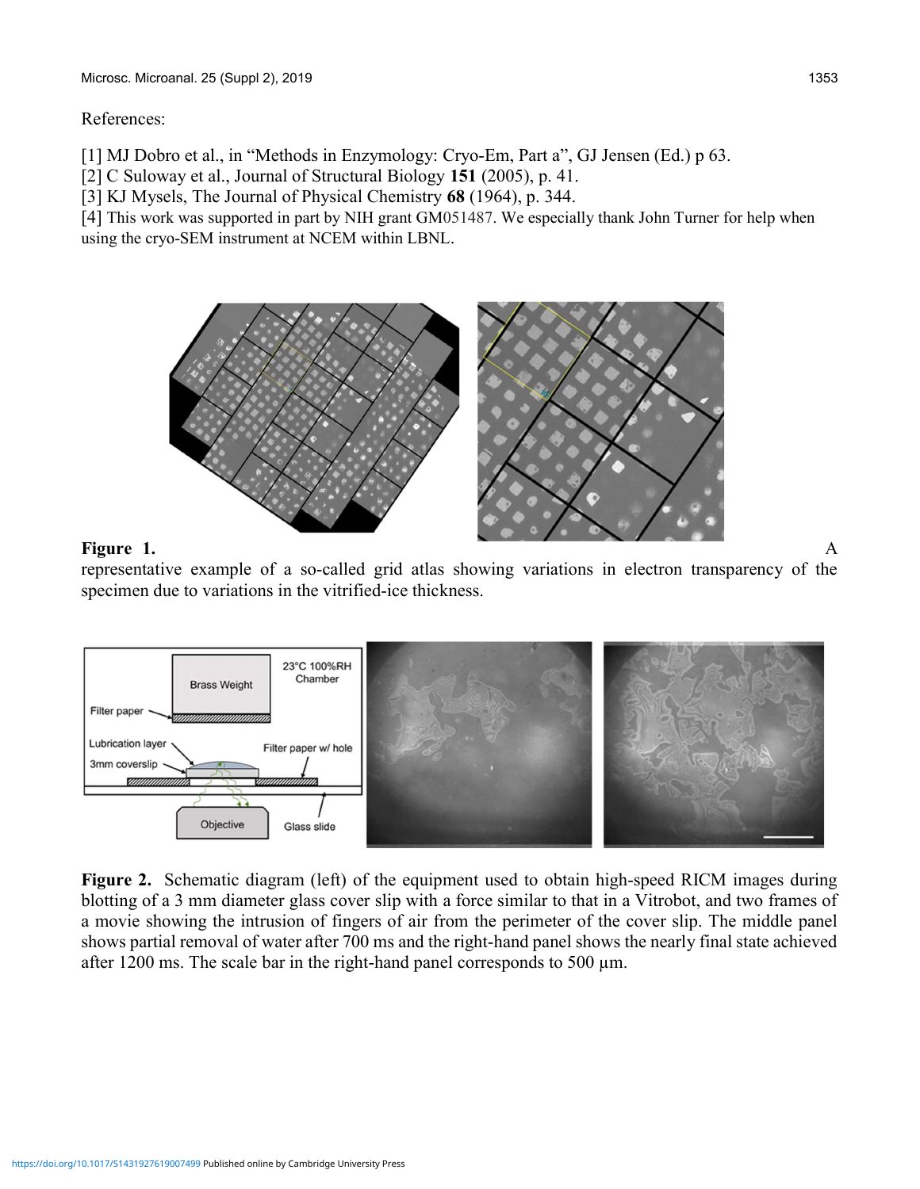References:

[1] MJ Dobro et al., in "Methods in Enzymology: Cryo-Em, Part a", GJ Jensen (Ed.) p 63.

[2] C Suloway et al., Journal of Structural Biology **151** (2005), p. 41.

[3] KJ Mysels, The Journal of Physical Chemistry **68** (1964), p. 344.

[4] This work was supported in part by NIH grant GM051487. We especially thank John Turner for help when using the cryo-SEM instrument at NCEM within LBNL.

**Figure 1.** A representative example of a so-called grid atlas showing variations in electron transparency of the specimen due to variations in the vitrified-ice thickness.

Brass Weight
23°C 100%RH Chamber
Filter paper
Lubrication layer
3mm coverslip
Filter paper w/ hole
Objective
Glass slide

**Figure 2.** Schematic diagram (left) of the equipment used to obtain high-speed RICM images during blotting of a 3 mm diameter glass cover slip with a force similar to that in a Vitrobot, and two frames of a movie showing the intrusion of fingers of air from the perimeter of the cover slip. The middle panel shows partial removal of water after 700 ms and the right-hand panel shows the nearly final state achieved after 1200 ms. The scale bar in the right-hand panel corresponds to 500 µm.